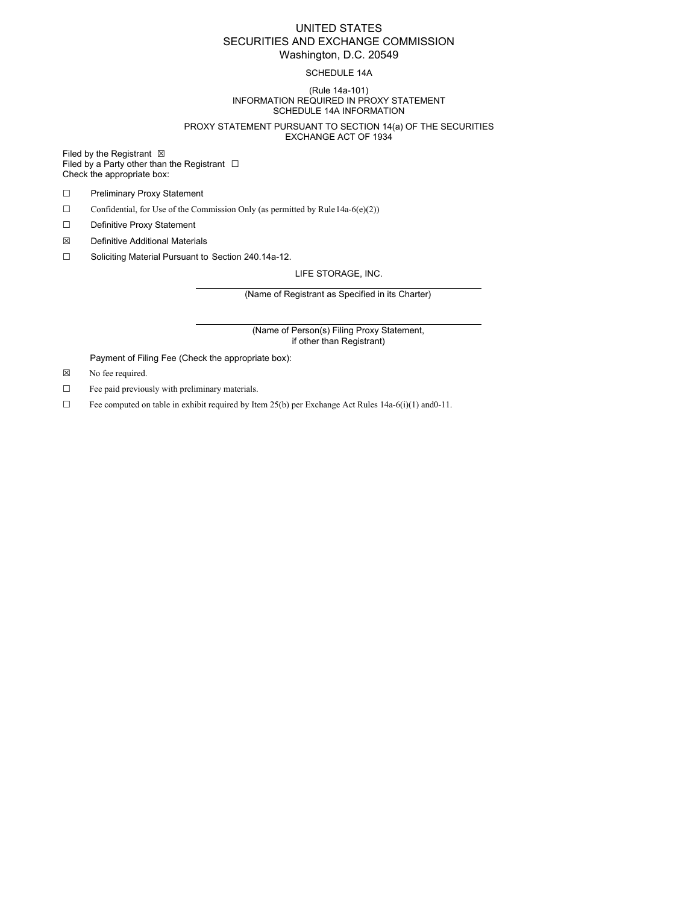UNITED STATES
SECURITIES AND EXCHANGE COMMISSION
Washington, D.C. 20549

SCHEDULE 14A

(Rule 14a-101)
INFORMATION REQUIRED IN PROXY STATEMENT
SCHEDULE 14A INFORMATION

PROXY STATEMENT PURSUANT TO SECTION 14(a) OF THE SECURITIES
EXCHANGE ACT OF 1934

Filed by the Registrant ☒
Filed by a Party other than the Registrant ☐
Check the appropriate box:

☐ Preliminary Proxy Statement

☐ Confidential, for Use of the Commission Only (as permitted by Rule14a-6(e)(2))

☐ Definitive Proxy Statement

☒ Definitive Additional Materials

☐ Soliciting Material Pursuant to Section 240.14a-12.

LIFE STORAGE, INC.

(Name of Registrant as Specified in its Charter)

(Name of Person(s) Filing Proxy Statement,
if other than Registrant)

Payment of Filing Fee (Check the appropriate box):

☒ No fee required.

☐ Fee paid previously with preliminary materials.

☐ Fee computed on table in exhibit required by Item 25(b) per Exchange Act Rules 14a-6(i)(1) and0-11.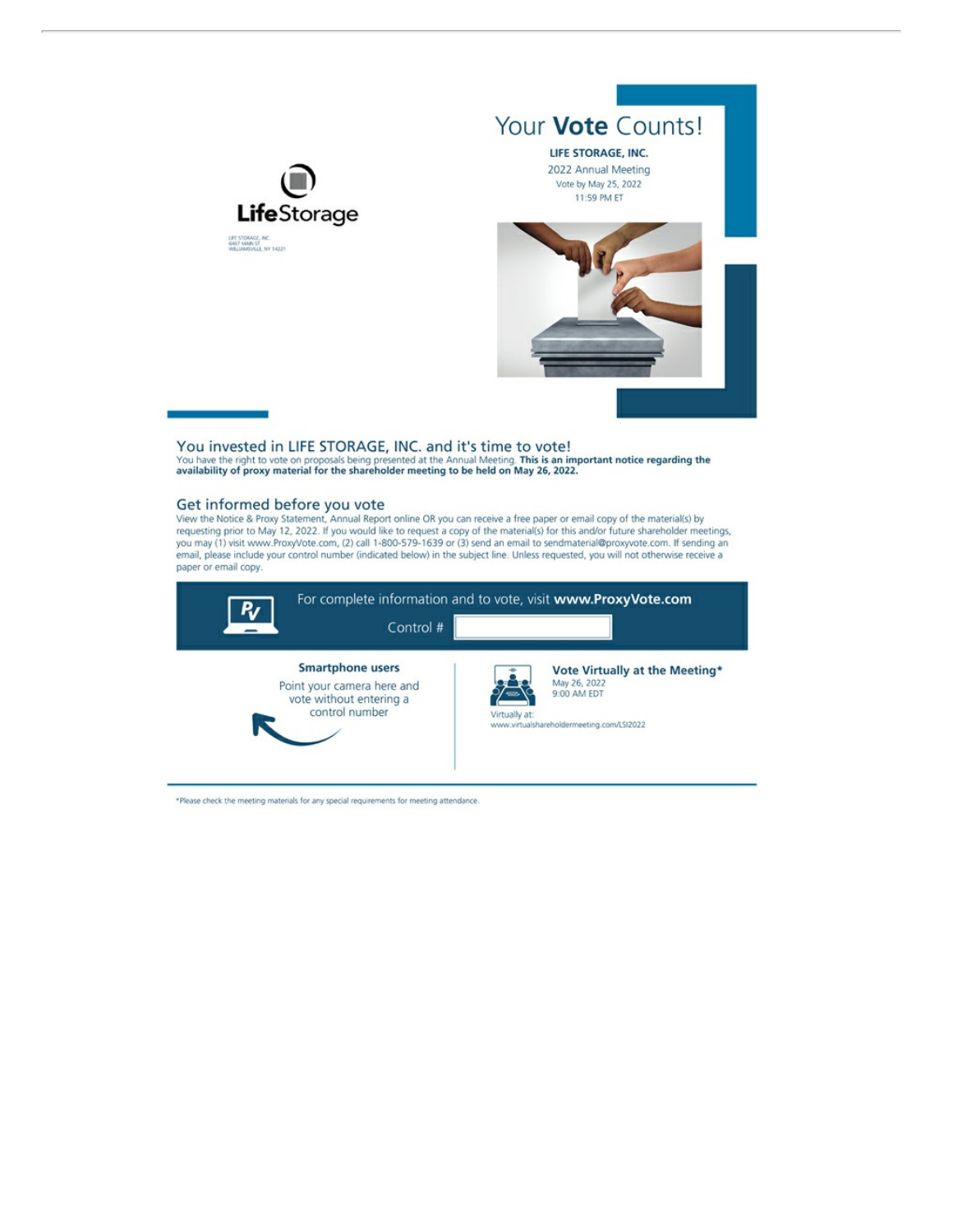LifeStorage

LIFE STORAGE, INC.
6467 MAIN ST
WILLIAMSVILLE, NY 14221

# Your **Vote** Counts!

**LIFE STORAGE, INC.**

2022 Annual Meeting

Vote by May 25, 2022
11:59 PM ET

## You invested in LIFE STORAGE, INC. and it's time to vote!

You have the right to vote on proposals being presented at the Annual Meeting. **This is an important notice regarding the availability of proxy material for the shareholder meeting to be held on May 26, 2022.**

## Get informed before you vote

View the Notice & Proxy Statement, Annual Report online OR you can receive a free paper or email copy of the material(s) by requesting prior to May 12, 2022. If you would like to request a copy of the material(s) for this and/or future shareholder meetings, you may (1) visit www.ProxyVote.com, (2) call 1-800-579-1639 or (3) send an email to sendmaterial@proxyvote.com. If sending an email, please include your control number (indicated below) in the subject line. Unless requested, you will not otherwise receive a paper or email copy.

For complete information and to vote, visit **www.ProxyVote.com**

Control #

**Smartphone users**

Point your camera here and vote without entering a control number

**Vote Virtually at the Meeting***

May 26, 2022
9:00 AM EDT

Virtually at:
www.virtualshareholdermeeting.com/LSI2022

*Please check the meeting materials for any special requirements for meeting attendance.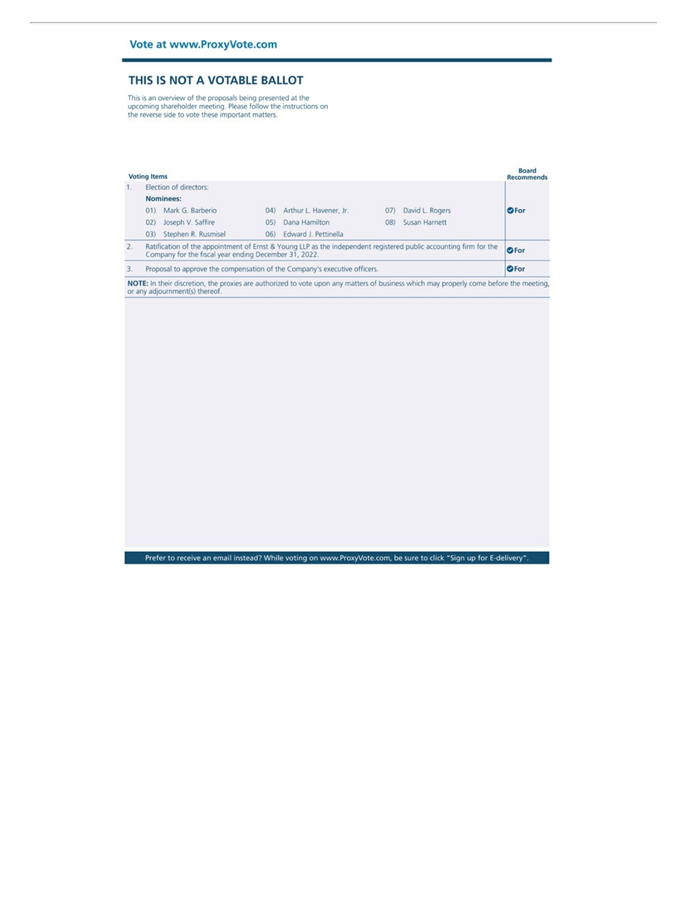Vote at www.ProxyVote.com

## THIS IS NOT A VOTABLE BALLOT

This is an overview of the proposals being presented at the upcoming shareholder meeting. Please follow the instructions on the reverse side to vote these important matters.

| Voting Items | | Board Recommends |
|---|---|---|
| 1. | Election of directors:<br>**Nominees:**<br>01) Mark G. Barberio<br>02) Joseph V. Saffire<br>03) Stephen R. Rusmisel<br>04) Arthur L. Havener, Jr.<br>05) Dana Hamilton<br>06) Edward J. Pettinella<br>07) David L. Rogers<br>08) Susan Harnett | For |
| 2. | Ratification of the appointment of Ernst & Young LLP as the independent registered public accounting firm for the Company for the fiscal year ending December 31, 2022. | For |
| 3. | Proposal to approve the compensation of the Company's executive officers. | For |

**NOTE:** In their discretion, the proxies are authorized to vote upon any matters of business which may properly come before the meeting, or any adjournment(s) thereof.

Prefer to receive an email instead? While voting on www.ProxyVote.com, be sure to click "Sign up for E-delivery".